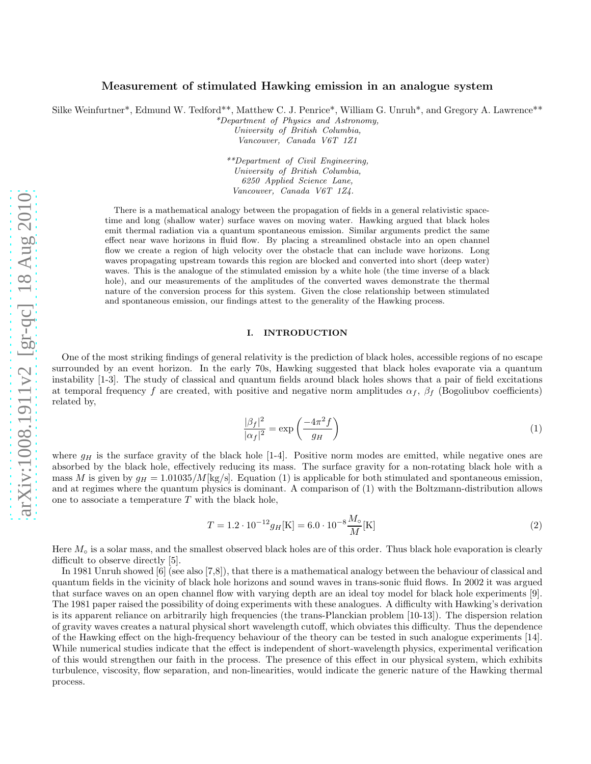# Measurement of stimulated Hawking emission in an analogue system

Silke Weinfurtner*, Edmund W. Tedford**, Matthew C. J. Penrice*, William G. Unruh*, and Gregory A. Lawrence**

*Department of Physics and Astronomy,
University of British Columbia,
Vancouver, Canada V6T 1Z1

**Department of Civil Engineering,
University of British Columbia,
6250 Applied Science Lane,
Vancouver, Canada V6T 1Z4.

There is a mathematical analogy between the propagation of fields in a general relativistic space-time and long (shallow water) surface waves on moving water. Hawking argued that black holes emit thermal radiation via a quantum spontaneous emission. Similar arguments predict the same effect near wave horizons in fluid flow. By placing a streamlined obstacle into an open channel flow we create a region of high velocity over the obstacle that can include wave horizons. Long waves propagating upstream towards this region are blocked and converted into short (deep water) waves. This is the analogue of the stimulated emission by a white hole (the time inverse of a black hole), and our measurements of the amplitudes of the converted waves demonstrate the thermal nature of the conversion process for this system. Given the close relationship between stimulated and spontaneous emission, our findings attest to the generality of the Hawking process.

## I. INTRODUCTION

One of the most striking findings of general relativity is the prediction of black holes, accessible regions of no escape surrounded by an event horizon. In the early 70s, Hawking suggested that black holes evaporate via a quantum instability [1-3]. The study of classical and quantum fields around black holes shows that a pair of field excitations at temporal frequency $f$ are created, with positive and negative norm amplitudes $\alpha_f$, $\beta_f$ (Bogoliubov coefficients) related by,

$$\frac{|\beta_f|^2}{|\alpha_f|^2} = \exp\left(\frac{-4\pi^2 f}{g_H}\right) \tag{1}$$

where $g_H$ is the surface gravity of the black hole [1-4]. Positive norm modes are emitted, while negative ones are absorbed by the black hole, effectively reducing its mass. The surface gravity for a non-rotating black hole with a mass $M$ is given by $g_H = 1.01035/M[\mathrm{kg/s}]$. Equation (1) is applicable for both stimulated and spontaneous emission, and at regimes where the quantum physics is dominant. A comparison of (1) with the Boltzmann-distribution allows one to associate a temperature $T$ with the black hole,

$$T = 1.2 \cdot 10^{-12} g_H[\mathrm{K}] = 6.0 \cdot 10^{-8} \frac{M_\circ}{M}[\mathrm{K}] \tag{2}$$

Here $M_\circ$ is a solar mass, and the smallest observed black holes are of this order. Thus black hole evaporation is clearly difficult to observe directly [5].

In 1981 Unruh showed [6] (see also [7,8]), that there is a mathematical analogy between the behaviour of classical and quantum fields in the vicinity of black hole horizons and sound waves in trans-sonic fluid flows. In 2002 it was argued that surface waves on an open channel flow with varying depth are an ideal toy model for black hole experiments [9]. The 1981 paper raised the possibility of doing experiments with these analogues. A difficulty with Hawking's derivation is its apparent reliance on arbitrarily high frequencies (the trans-Planckian problem [10-13]). The dispersion relation of gravity waves creates a natural physical short wavelength cutoff, which obviates this difficulty. Thus the dependence of the Hawking effect on the high-frequency behaviour of the theory can be tested in such analogue experiments [14]. While numerical studies indicate that the effect is independent of short-wavelength physics, experimental verification of this would strengthen our faith in the process. The presence of this effect in our physical system, which exhibits turbulence, viscosity, flow separation, and non-linearities, would indicate the generic nature of the Hawking thermal process.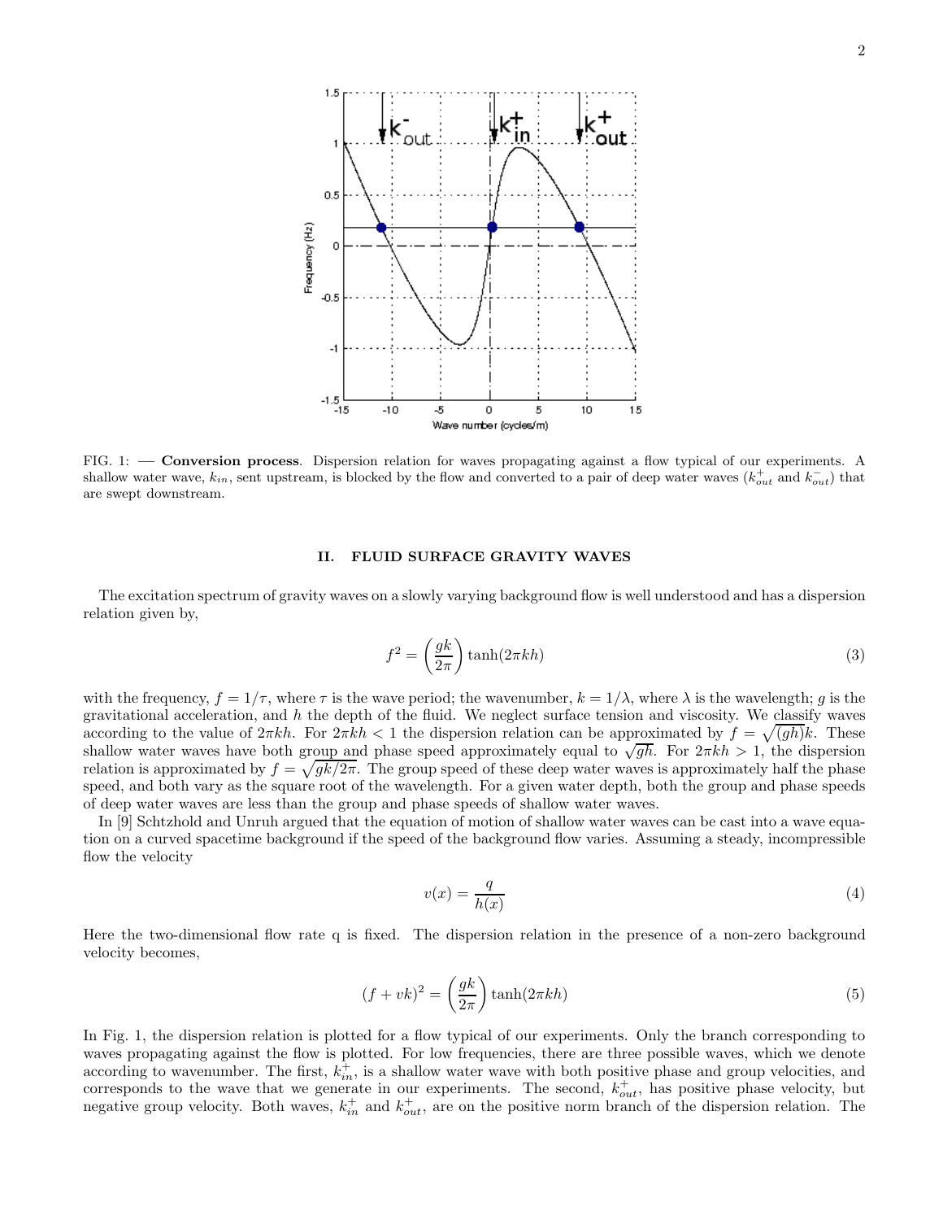FIG. 1: — **Conversion process**. Dispersion relation for waves propagating against a flow typical of our experiments. A shallow water wave, $k_{in}$, sent upstream, is blocked by the flow and converted to a pair of deep water waves ($k^+_{out}$ and $k^-_{out}$) that are swept downstream.

## II. FLUID SURFACE GRAVITY WAVES

The excitation spectrum of gravity waves on a slowly varying background flow is well understood and has a dispersion relation given by,

$$f^2 = \left(\frac{gk}{2\pi}\right)\tanh(2\pi kh) \tag{3}$$

with the frequency, $f = 1/\tau$, where $\tau$ is the wave period; the wavenumber, $k = 1/\lambda$, where $\lambda$ is the wavelength; $g$ is the gravitational acceleration, and $h$ the depth of the fluid. We neglect surface tension and viscosity. We classify waves according to the value of $2\pi kh$. For $2\pi kh < 1$ the dispersion relation can be approximated by $f = \sqrt{(gh)}k$. These shallow water waves have both group and phase speed approximately equal to $\sqrt{gh}$. For $2\pi kh > 1$, the dispersion relation is approximated by $f = \sqrt{gk/2\pi}$. The group speed of these deep water waves is approximately half the phase speed, and both vary as the square root of the wavelength. For a given water depth, both the group and phase speeds of deep water waves are less than the group and phase speeds of shallow water waves.

In [9] Schtzhold and Unruh argued that the equation of motion of shallow water waves can be cast into a wave equation on a curved spacetime background if the speed of the background flow varies. Assuming a steady, incompressible flow the velocity

$$v(x) = \frac{q}{h(x)} \tag{4}$$

Here the two-dimensional flow rate q is fixed. The dispersion relation in the presence of a non-zero background velocity becomes,

$$(f + vk)^2 = \left(\frac{gk}{2\pi}\right)\tanh(2\pi kh) \tag{5}$$

In Fig. 1, the dispersion relation is plotted for a flow typical of our experiments. Only the branch corresponding to waves propagating against the flow is plotted. For low frequencies, there are three possible waves, which we denote according to wavenumber. The first, $k^+_{in}$, is a shallow water wave with both positive phase and group velocities, and corresponds to the wave that we generate in our experiments. The second, $k^+_{out}$, has positive phase velocity, but negative group velocity. Both waves, $k^+_{in}$ and $k^+_{out}$, are on the positive norm branch of the dispersion relation. The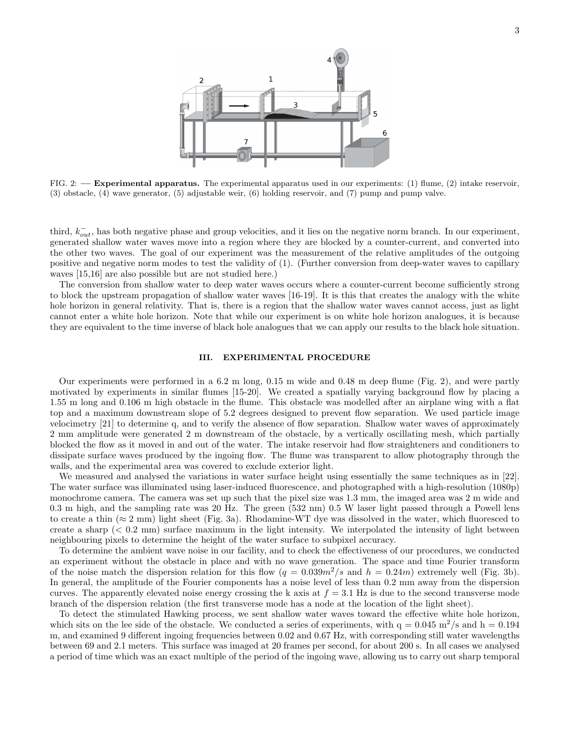FIG. 2: — **Experimental apparatus.** The experimental apparatus used in our experiments: (1) flume, (2) intake reservoir, (3) obstacle, (4) wave generator, (5) adjustable weir, (6) holding reservoir, and (7) pump and pump valve.

third, $k^-_{out}$, has both negative phase and group velocities, and it lies on the negative norm branch. In our experiment, generated shallow water waves move into a region where they are blocked by a counter-current, and converted into the other two waves. The goal of our experiment was the measurement of the relative amplitudes of the outgoing positive and negative norm modes to test the validity of (1). (Further conversion from deep-water waves to capillary waves [15,16] are also possible but are not studied here.)

The conversion from shallow water to deep water waves occurs where a counter-current become sufficiently strong to block the upstream propagation of shallow water waves [16-19]. It is this that creates the analogy with the white hole horizon in general relativity. That is, there is a region that the shallow water waves cannot access, just as light cannot enter a white hole horizon. Note that while our experiment is on white hole horizon analogues, it is because they are equivalent to the time inverse of black hole analogues that we can apply our results to the black hole situation.

## III. EXPERIMENTAL PROCEDURE

Our experiments were performed in a 6.2 m long, 0.15 m wide and 0.48 m deep flume (Fig. 2), and were partly motivated by experiments in similar flumes [15-20]. We created a spatially varying background flow by placing a 1.55 m long and 0.106 m high obstacle in the flume. This obstacle was modelled after an airplane wing with a flat top and a maximum downstream slope of 5.2 degrees designed to prevent flow separation. We used particle image velocimetry [21] to determine q, and to verify the absence of flow separation. Shallow water waves of approximately 2 mm amplitude were generated 2 m downstream of the obstacle, by a vertically oscillating mesh, which partially blocked the flow as it moved in and out of the water. The intake reservoir had flow straighteners and conditioners to dissipate surface waves produced by the ingoing flow. The flume was transparent to allow photography through the walls, and the experimental area was covered to exclude exterior light.

We measured and analysed the variations in water surface height using essentially the same techniques as in [22]. The water surface was illuminated using laser-induced fluorescence, and photographed with a high-resolution (1080p) monochrome camera. The camera was set up such that the pixel size was 1.3 mm, the imaged area was 2 m wide and 0.3 m high, and the sampling rate was 20 Hz. The green (532 nm) 0.5 W laser light passed through a Powell lens to create a thin ($\approx$ 2 mm) light sheet (Fig. 3a). Rhodamine-WT dye was dissolved in the water, which fluoresced to create a sharp (< 0.2 mm) surface maximum in the light intensity. We interpolated the intensity of light between neighbouring pixels to determine the height of the water surface to subpixel accuracy.

To determine the ambient wave noise in our facility, and to check the effectiveness of our procedures, we conducted an experiment without the obstacle in place and with no wave generation. The space and time Fourier transform of the noise match the dispersion relation for this flow ($q = 0.039 m^2/s$ and $h = 0.24 m$) extremely well (Fig. 3b). In general, the amplitude of the Fourier components has a noise level of less than 0.2 mm away from the dispersion curves. The apparently elevated noise energy crossing the k axis at $f = 3.1$ Hz is due to the second transverse mode branch of the dispersion relation (the first transverse mode has a node at the location of the light sheet).

To detect the stimulated Hawking process, we sent shallow water waves toward the effective white hole horizon, which sits on the lee side of the obstacle. We conducted a series of experiments, with q = 0.045 $m^2$/s and h = 0.194 m, and examined 9 different ingoing frequencies between 0.02 and 0.67 Hz, with corresponding still water wavelengths between 69 and 2.1 meters. This surface was imaged at 20 frames per second, for about 200 s. In all cases we analysed a period of time which was an exact multiple of the period of the ingoing wave, allowing us to carry out sharp temporal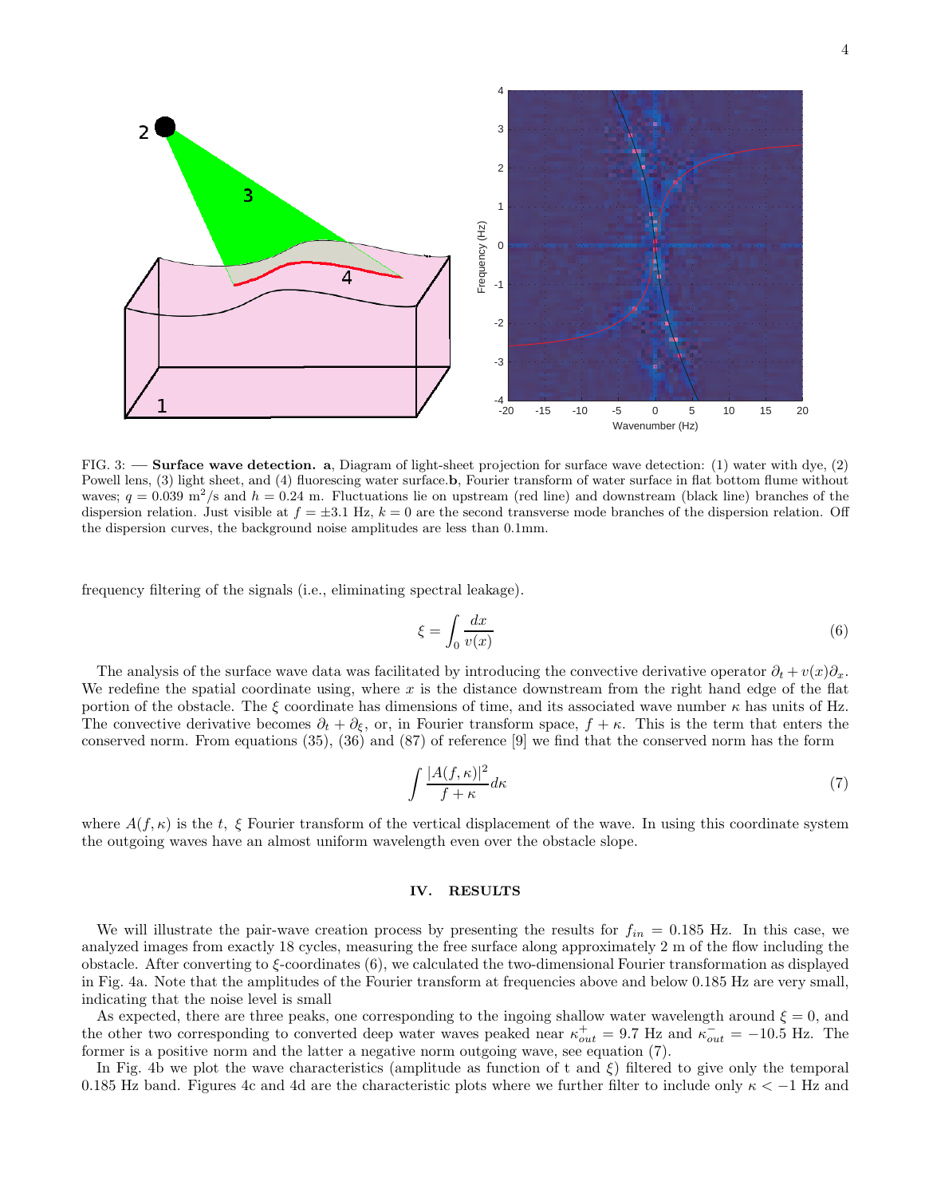FIG. 3: — **Surface wave detection.** **a**, Diagram of light-sheet projection for surface wave detection: (1) water with dye, (2) Powell lens, (3) light sheet, and (4) fluorescing water surface.**b**, Fourier transform of water surface in flat bottom flume without waves; $q = 0.039$ m$^2$/s and $h = 0.24$ m. Fluctuations lie on upstream (red line) and downstream (black line) branches of the dispersion relation. Just visible at $f = \pm 3.1$ Hz, $k = 0$ are the second transverse mode branches of the dispersion relation. Off the dispersion curves, the background noise amplitudes are less than 0.1mm.

frequency filtering of the signals (i.e., eliminating spectral leakage).

$$\xi = \int_0 \frac{dx}{v(x)} \tag{6}$$

The analysis of the surface wave data was facilitated by introducing the convective derivative operator $\partial_t + v(x)\partial_x$. We redefine the spatial coordinate using, where $x$ is the distance downstream from the right hand edge of the flat portion of the obstacle. The $\xi$ coordinate has dimensions of time, and its associated wave number $\kappa$ has units of Hz. The convective derivative becomes $\partial_t + \partial_\xi$, or, in Fourier transform space, $f + \kappa$. This is the term that enters the conserved norm. From equations (35), (36) and (87) of reference [9] we find that the conserved norm has the form

$$\int \frac{|A(f, \kappa)|^2}{f + \kappa} d\kappa \tag{7}$$

where $A(f, \kappa)$ is the $t$, $\xi$ Fourier transform of the vertical displacement of the wave. In using this coordinate system the outgoing waves have an almost uniform wavelength even over the obstacle slope.

## IV. RESULTS

We will illustrate the pair-wave creation process by presenting the results for $f_{in} = 0.185$ Hz. In this case, we analyzed images from exactly 18 cycles, measuring the free surface along approximately 2 m of the flow including the obstacle. After converting to $\xi$-coordinates (6), we calculated the two-dimensional Fourier transformation as displayed in Fig. 4a. Note that the amplitudes of the Fourier transform at frequencies above and below 0.185 Hz are very small, indicating that the noise level is small

As expected, there are three peaks, one corresponding to the ingoing shallow water wavelength around $\xi = 0$, and the other two corresponding to converted deep water waves peaked near $\kappa^+_{out} = 9.7$ Hz and $\kappa^-_{out} = -10.5$ Hz. The former is a positive norm and the latter a negative norm outgoing wave, see equation (7).

In Fig. 4b we plot the wave characteristics (amplitude as function of t and $\xi$) filtered to give only the temporal 0.185 Hz band. Figures 4c and 4d are the characteristic plots where we further filter to include only $\kappa < -1$ Hz and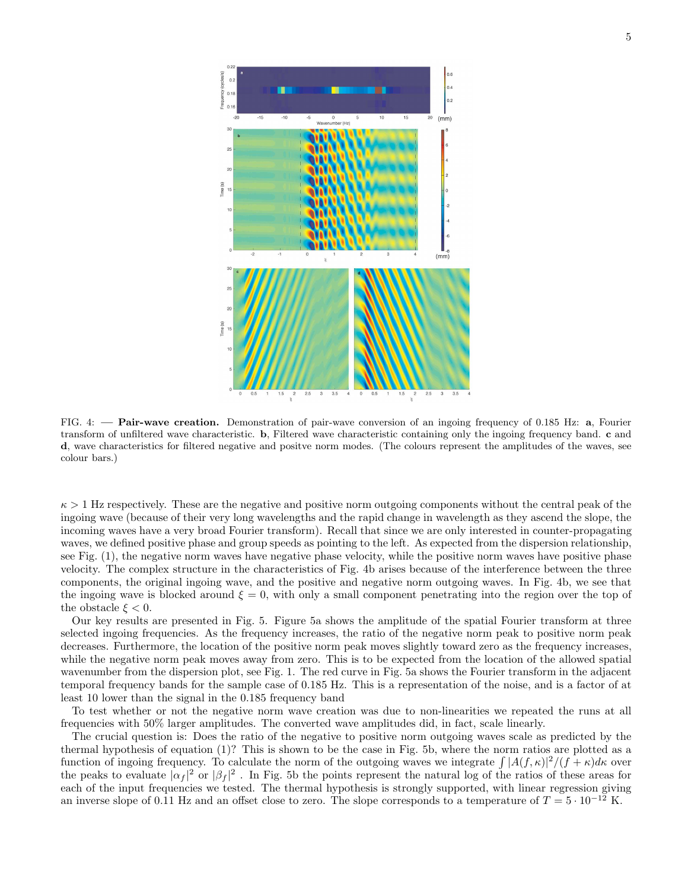FIG. 4: — **Pair-wave creation.** Demonstration of pair-wave conversion of an ingoing frequency of 0.185 Hz: **a**, Fourier transform of unfiltered wave characteristic. **b**, Filtered wave characteristic containing only the ingoing frequency band. **c** and **d**, wave characteristics for filtered negative and positve norm modes. (The colours represent the amplitudes of the waves, see colour bars.)

$\kappa > 1$ Hz respectively. These are the negative and positive norm outgoing components without the central peak of the ingoing wave (because of their very long wavelengths and the rapid change in wavelength as they ascend the slope, the incoming waves have a very broad Fourier transform). Recall that since we are only interested in counter-propagating waves, we defined positive phase and group speeds as pointing to the left. As expected from the dispersion relationship, see Fig. (1), the negative norm waves have negative phase velocity, while the positive norm waves have positive phase velocity. The complex structure in the characteristics of Fig. 4b arises because of the interference between the three components, the original ingoing wave, and the positive and negative norm outgoing waves. In Fig. 4b, we see that the ingoing wave is blocked around $\xi = 0$, with only a small component penetrating into the region over the top of the obstacle $\xi < 0$.

Our key results are presented in Fig. 5. Figure 5a shows the amplitude of the spatial Fourier transform at three selected ingoing frequencies. As the frequency increases, the ratio of the negative norm peak to positive norm peak decreases. Furthermore, the location of the positive norm peak moves slightly toward zero as the frequency increases, while the negative norm peak moves away from zero. This is to be expected from the location of the allowed spatial wavenumber from the dispersion plot, see Fig. 1. The red curve in Fig. 5a shows the Fourier transform in the adjacent temporal frequency bands for the sample case of 0.185 Hz. This is a representation of the noise, and is a factor of at least 10 lower than the signal in the 0.185 frequency band

To test whether or not the negative norm wave creation was due to non-linearities we repeated the runs at all frequencies with 50% larger amplitudes. The converted wave amplitudes did, in fact, scale linearly.

The crucial question is: Does the ratio of the negative to positive norm outgoing waves scale as predicted by the thermal hypothesis of equation (1)? This is shown to be the case in Fig. 5b, where the norm ratios are plotted as a function of ingoing frequency. To calculate the norm of the outgoing waves we integrate $\int |A(f,\kappa)|^2/(f+\kappa)d\kappa$ over the peaks to evaluate $|\alpha_f|^2$ or $|\beta_f|^2$ . In Fig. 5b the points represent the natural log of the ratios of these areas for each of the input frequencies we tested. The thermal hypothesis is strongly supported, with linear regression giving an inverse slope of 0.11 Hz and an offset close to zero. The slope corresponds to a temperature of $T = 5 \cdot 10^{-12}$ K.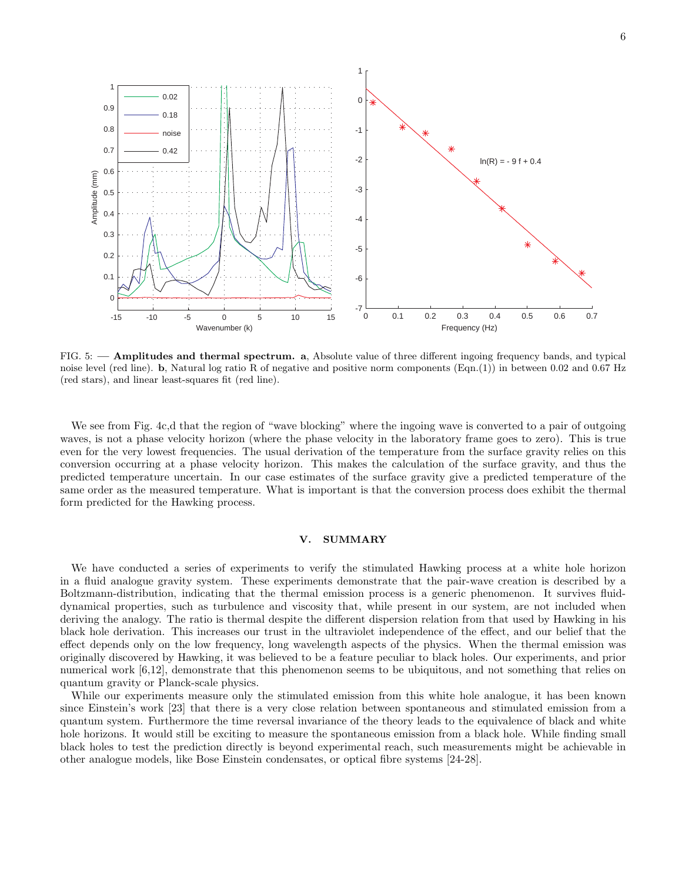FIG. 5: — **Amplitudes and thermal spectrum.** **a**, Absolute value of three different ingoing frequency bands, and typical noise level (red line). **b**, Natural log ratio R of negative and positive norm components (Eqn.(1)) in between 0.02 and 0.67 Hz (red stars), and linear least-squares fit (red line).

We see from Fig. 4c,d that the region of "wave blocking" where the ingoing wave is converted to a pair of outgoing waves, is not a phase velocity horizon (where the phase velocity in the laboratory frame goes to zero). This is true even for the very lowest frequencies. The usual derivation of the temperature from the surface gravity relies on this conversion occurring at a phase velocity horizon. This makes the calculation of the surface gravity, and thus the predicted temperature uncertain. In our case estimates of the surface gravity give a predicted temperature of the same order as the measured temperature. What is important is that the conversion process does exhibit the thermal form predicted for the Hawking process.

## V. SUMMARY

We have conducted a series of experiments to verify the stimulated Hawking process at a white hole horizon in a fluid analogue gravity system. These experiments demonstrate that the pair-wave creation is described by a Boltzmann-distribution, indicating that the thermal emission process is a generic phenomenon. It survives fluid-dynamical properties, such as turbulence and viscosity that, while present in our system, are not included when deriving the analogy. The ratio is thermal despite the different dispersion relation from that used by Hawking in his black hole derivation. This increases our trust in the ultraviolet independence of the effect, and our belief that the effect depends only on the low frequency, long wavelength aspects of the physics. When the thermal emission was originally discovered by Hawking, it was believed to be a feature peculiar to black holes. Our experiments, and prior numerical work [6,12], demonstrate that this phenomenon seems to be ubiquitous, and not something that relies on quantum gravity or Planck-scale physics.

While our experiments measure only the stimulated emission from this white hole analogue, it has been known since Einstein's work [23] that there is a very close relation between spontaneous and stimulated emission from a quantum system. Furthermore the time reversal invariance of the theory leads to the equivalence of black and white hole horizons. It would still be exciting to measure the spontaneous emission from a black hole. While finding small black holes to test the prediction directly is beyond experimental reach, such measurements might be achievable in other analogue models, like Bose Einstein condensates, or optical fibre systems [24-28].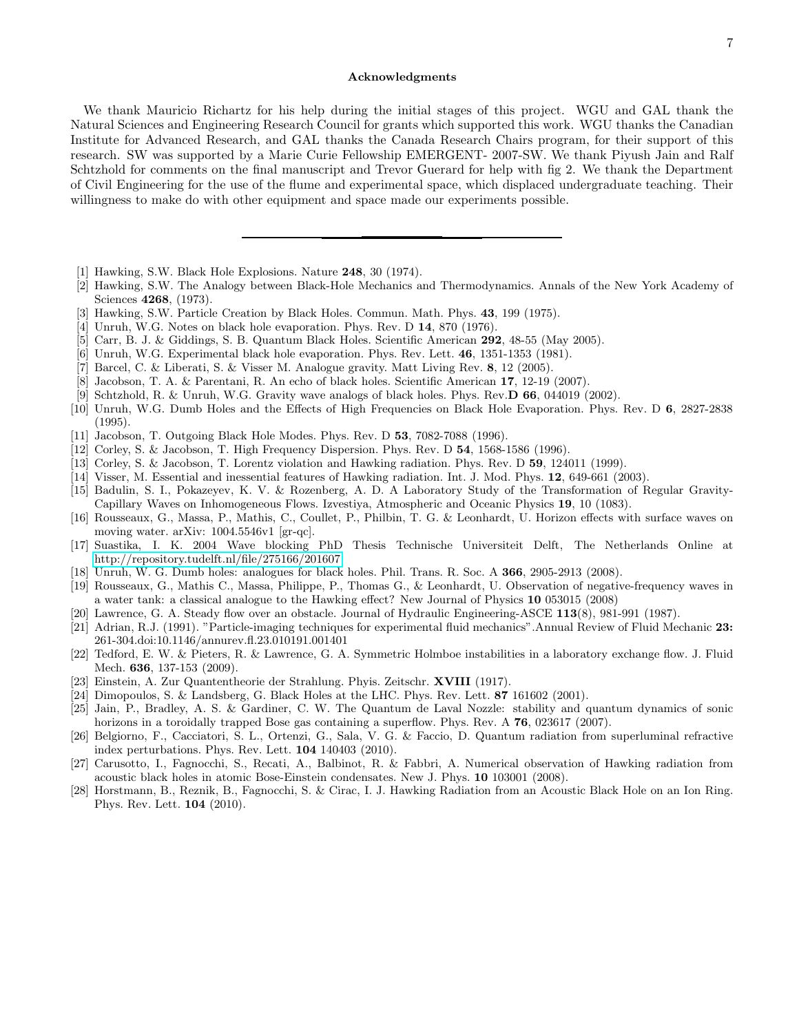## Acknowledgments

We thank Mauricio Richartz for his help during the initial stages of this project. WGU and GAL thank the Natural Sciences and Engineering Research Council for grants which supported this work. WGU thanks the Canadian Institute for Advanced Research, and GAL thanks the Canada Research Chairs program, for their support of this research. SW was supported by a Marie Curie Fellowship EMERGENT- 2007-SW. We thank Piyush Jain and Ralf Schtzhold for comments on the final manuscript and Trevor Guerard for help with fig 2. We thank the Department of Civil Engineering for the use of the flume and experimental space, which displaced undergraduate teaching. Their willingness to make do with other equipment and space made our experiments possible.

---

[1] Hawking, S.W. Black Hole Explosions. Nature **248**, 30 (1974).

[2] Hawking, S.W. The Analogy between Black-Hole Mechanics and Thermodynamics. Annals of the New York Academy of Sciences **4268**, (1973).

[3] Hawking, S.W. Particle Creation by Black Holes. Commun. Math. Phys. **43**, 199 (1975).

[4] Unruh, W.G. Notes on black hole evaporation. Phys. Rev. D **14**, 870 (1976).

[5] Carr, B. J. & Giddings, S. B. Quantum Black Holes. Scientific American **292**, 48-55 (May 2005).

[6] Unruh, W.G. Experimental black hole evaporation. Phys. Rev. Lett. **46**, 1351-1353 (1981).

[7] Barcel, C. & Liberati, S. & Visser M. Analogue gravity. Matt Living Rev. **8**, 12 (2005).

[8] Jacobson, T. A. & Parentani, R. An echo of black holes. Scientific American **17**, 12-19 (2007).

[9] Schtzhold, R. & Unruh, W.G. Gravity wave analogs of black holes. Phys. Rev.**D 66**, 044019 (2002).

[10] Unruh, W.G. Dumb Holes and the Effects of High Frequencies on Black Hole Evaporation. Phys. Rev. D **6**, 2827-2838 (1995).

[11] Jacobson, T. Outgoing Black Hole Modes. Phys. Rev. D **53**, 7082-7088 (1996).

[12] Corley, S. & Jacobson, T. High Frequency Dispersion. Phys. Rev. D **54**, 1568-1586 (1996).

[13] Corley, S. & Jacobson, T. Lorentz violation and Hawking radiation. Phys. Rev. D **59**, 124011 (1999).

[14] Visser, M. Essential and inessential features of Hawking radiation. Int. J. Mod. Phys. **12**, 649-661 (2003).

[15] Badulin, S. I., Pokazeyev, K. V. & Rozenberg, A. D. A Laboratory Study of the Transformation of Regular Gravity-Capillary Waves on Inhomogeneous Flows. Izvestiya, Atmospheric and Oceanic Physics **19**, 10 (1083).

[16] Rousseaux, G., Massa, P., Mathis, C., Coullet, P., Philbin, T. G. & Leonhardt, U. Horizon effects with surface waves on moving water. arXiv: 1004.5546v1 [gr-qc].

[17] Suastika, I. K. 2004 Wave blocking PhD Thesis Technische Universiteit Delft, The Netherlands Online at http://repository.tudelft.nl/file/275166/201607

[18] Unruh, W. G. Dumb holes: analogues for black holes. Phil. Trans. R. Soc. A **366**, 2905-2913 (2008).

[19] Rousseaux, G., Mathis C., Massa, Philippe, P., Thomas G., & Leonhardt, U. Observation of negative-frequency waves in a water tank: a classical analogue to the Hawking effect? New Journal of Physics **10** 053015 (2008)

[20] Lawrence, G. A. Steady flow over an obstacle. Journal of Hydraulic Engineering-ASCE **113**(8), 981-991 (1987).

[21] Adrian, R.J. (1991). "Particle-imaging techniques for experimental fluid mechanics".Annual Review of Fluid Mechanic **23:** 261-304.doi:10.1146/annurev.fl.23.010191.001401

[22] Tedford, E. W. & Pieters, R. & Lawrence, G. A. Symmetric Holmboe instabilities in a laboratory exchange flow. J. Fluid Mech. **636**, 137-153 (2009).

[23] Einstein, A. Zur Quantentheorie der Strahlung. Phyis. Zeitschr. **XVIII** (1917).

[24] Dimopoulos, S. & Landsberg, G. Black Holes at the LHC. Phys. Rev. Lett. **87** 161602 (2001).

[25] Jain, P., Bradley, A. S. & Gardiner, C. W. The Quantum de Laval Nozzle: stability and quantum dynamics of sonic horizons in a toroidally trapped Bose gas containing a superflow. Phys. Rev. A **76**, 023617 (2007).

[26] Belgiorno, F., Cacciatori, S. L., Ortenzi, G., Sala, V. G. & Faccio, D. Quantum radiation from superluminal refractive index perturbations. Phys. Rev. Lett. **104** 140403 (2010).

[27] Carusotto, I., Fagnocchi, S., Recati, A., Balbinot, R. & Fabbri, A. Numerical observation of Hawking radiation from acoustic black holes in atomic Bose-Einstein condensates. New J. Phys. **10** 103001 (2008).

[28] Horstmann, B., Reznik, B., Fagnocchi, S. & Cirac, I. J. Hawking Radiation from an Acoustic Black Hole on an Ion Ring. Phys. Rev. Lett. **104** (2010).